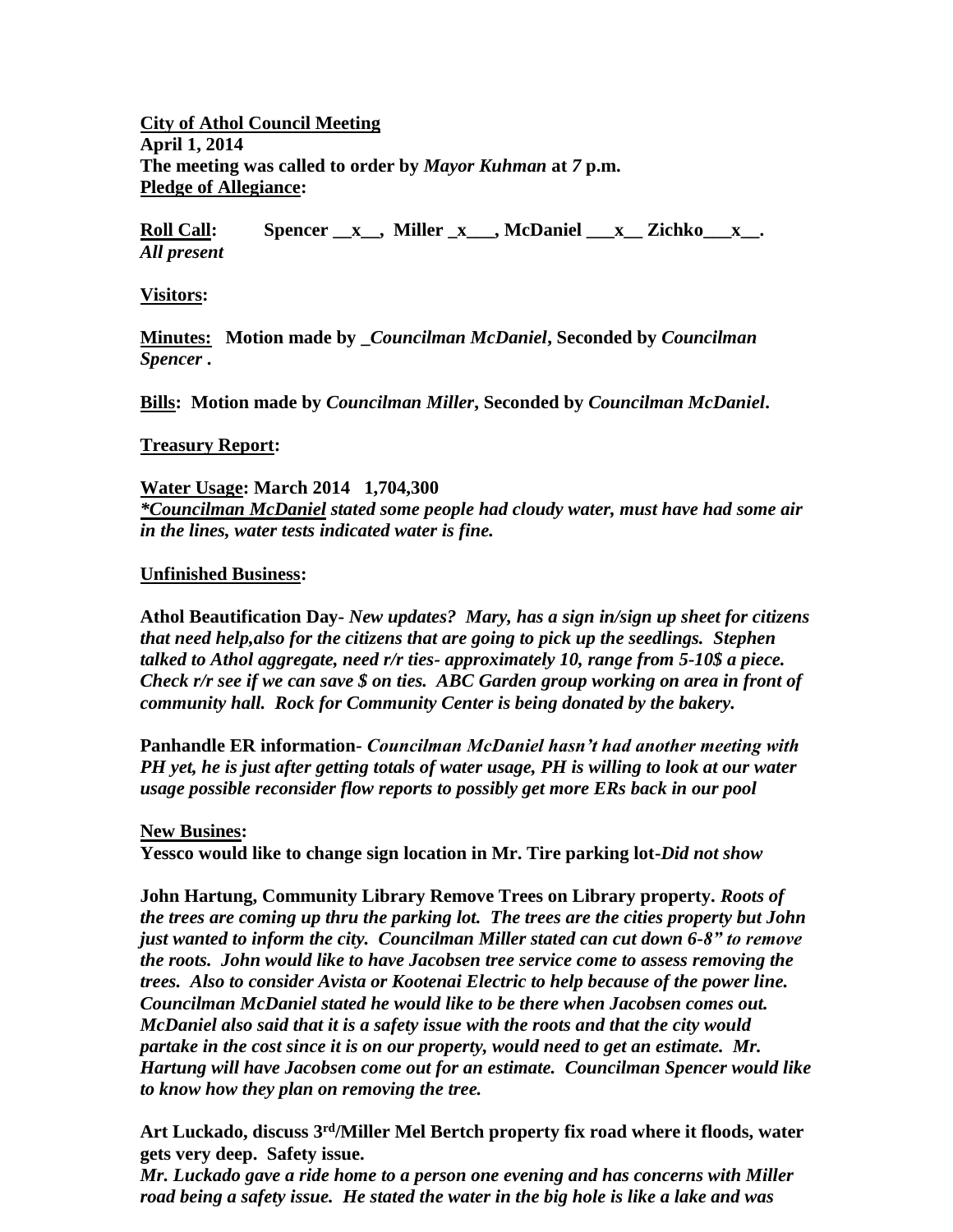**City of Athol Council Meeting**
**April 1, 2014**
**The meeting was called to order by *Mayor Kuhman* at *7* p.m.**
**Pledge of Allegiance:**

**Roll Call:** **Spencer __x__, Miller _x___, McDaniel ___x__ Zichko___x__.**
***All present***

**Visitors:**

**Minutes:** **Motion made by _*Councilman McDaniel*, Seconded by *Councilman Spencer* .**

**Bills:** **Motion made by *Councilman Miller*, Seconded by *Councilman McDaniel*.**

**Treasury Report:**

**Water Usage: March 2014 1,704,300**
***Councilman McDaniel stated some people had cloudy water, must have had some air in the lines, water tests indicated water is fine.***

**Unfinished Business:**

**Athol Beautification Day-** ***New updates? Mary, has a sign in/sign up sheet for citizens that need help,also for the citizens that are going to pick up the seedlings. Stephen talked to Athol aggregate, need r/r ties- approximately 10, range from 5-10$ a piece. Check r/r see if we can save $ on ties. ABC Garden group working on area in front of community hall. Rock for Community Center is being donated by the bakery.***

**Panhandle ER information-** ***Councilman McDaniel hasn't had another meeting with PH yet, he is just after getting totals of water usage, PH is willing to look at our water usage possible reconsider flow reports to possibly get more ERs back in our pool***

**New Busines:**
**Yessco would like to change sign location in Mr. Tire parking lot-*Did not show***

**John Hartung, Community Library Remove Trees on Library property.** ***Roots of the trees are coming up thru the parking lot. The trees are the cities property but John just wanted to inform the city. Councilman Miller stated can cut down 6-8" to remove the roots. John would like to have Jacobsen tree service come to assess removing the trees. Also to consider Avista or Kootenai Electric to help because of the power line. Councilman McDaniel stated he would like to be there when Jacobsen comes out. McDaniel also said that it is a safety issue with the roots and that the city would partake in the cost since it is on our property, would need to get an estimate. Mr. Hartung will have Jacobsen come out for an estimate. Councilman Spencer would like to know how they plan on removing the tree.***

**Art Luckado, discuss 3rd/Miller Mel Bertch property fix road where it floods, water gets very deep. Safety issue.**
***Mr. Luckado gave a ride home to a person one evening and has concerns with Miller road being a safety issue. He stated the water in the big hole is like a lake and was***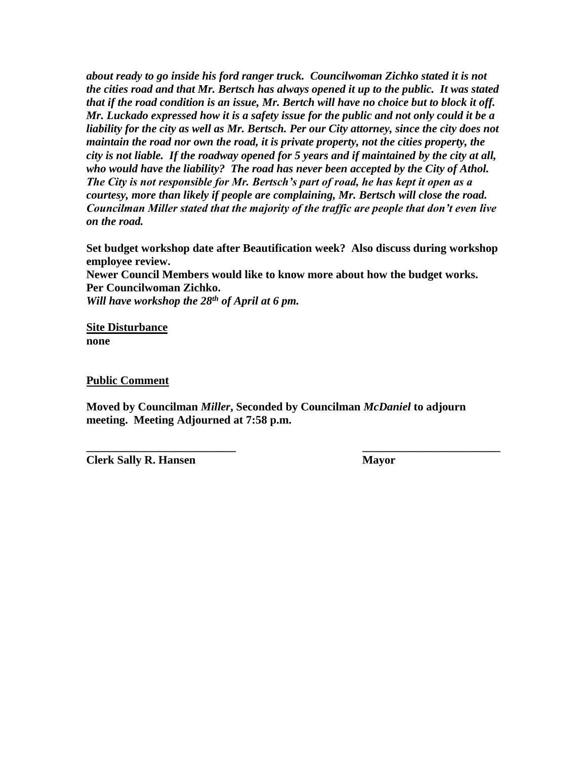***about ready to go inside his ford ranger truck. Councilwoman Zichko stated it is not the cities road and that Mr. Bertsch has always opened it up to the public. It was stated that if the road condition is an issue, Mr. Bertch will have no choice but to block it off. Mr. Luckado expressed how it is a safety issue for the public and not only could it be a liability for the city as well as Mr. Bertsch. Per our City attorney, since the city does not maintain the road nor own the road, it is private property, not the cities property, the city is not liable. If the roadway opened for 5 years and if maintained by the city at all, who would have the liability? The road has never been accepted by the City of Athol. The City is not responsible for Mr. Bertsch's part of road, he has kept it open as a courtesy, more than likely if people are complaining, Mr. Bertsch will close the road. Councilman Miller stated that the majority of the traffic are people that don't even live on the road.***

**Set budget workshop date after Beautification week? Also discuss during workshop employee review.**
**Newer Council Members would like to know more about how the budget works. Per Councilwoman Zichko.**
***Will have workshop the 28th of April at 6 pm.***

**<u>Site Disturbance</u>**
**none**

**<u>Public Comment</u>**

**Moved by Councilman *Miller*, Seconded by Councilman *McDaniel* to adjourn meeting. Meeting Adjourned at 7:58 p.m.**

**\_\_\_\_\_\_\_\_\_\_\_\_\_\_\_\_\_\_\_\_\_\_\_\_\_\_** **\_\_\_\_\_\_\_\_\_\_\_\_\_\_\_\_\_\_\_\_\_\_\_\_\_\_**
**Clerk Sally R. Hansen** **Mayor**